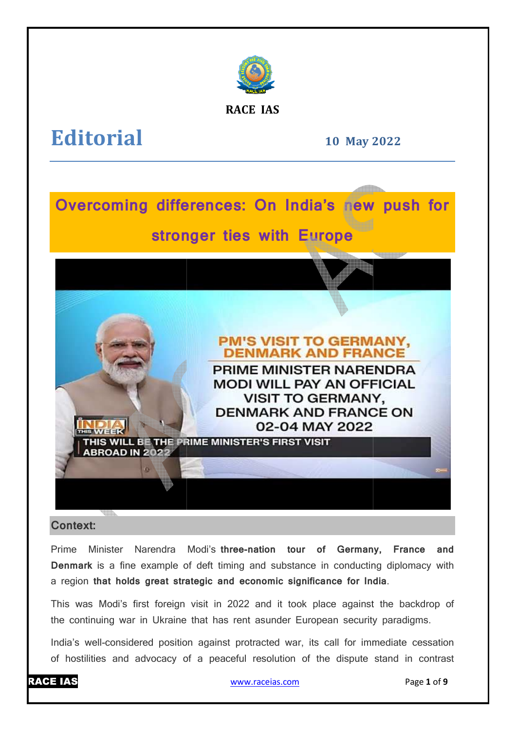RACE IAS

# Editorial

**10 May 2022**

## Overcoming differences: On India's new push for stronger ties with Europe

### Context:

Prime Minister Narendra Modi's **three-nation tour of Germany, France and Denmark** is a fine example of deft timing and substance in conducting diplomacy with a region **that holds great strategic and economic significance for India**.

This was Modi's first foreign visit in 2022 and it took place against the backdrop of the continuing war in Ukraine that has rent asunder European security paradigms.

India's well-considered position against protracted war, its call for immediate cessation of hostilities and advocacy of a peaceful resolution of the dispute stand in contrast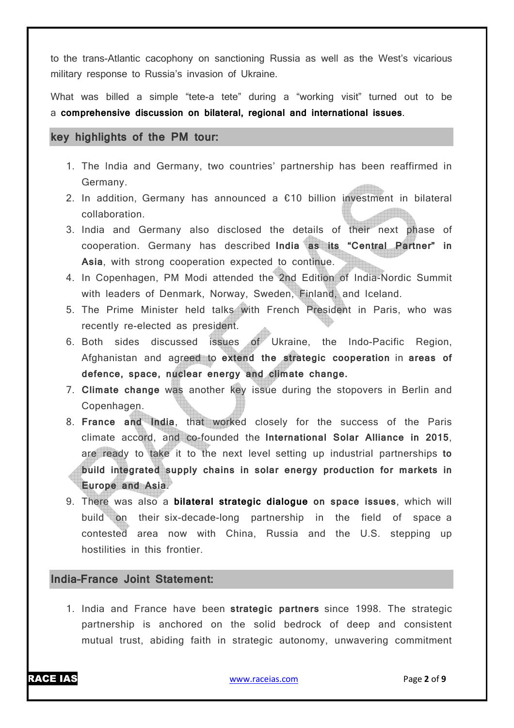to the trans-Atlantic cacophony on sanctioning Russia as well as the West's vicarious military response to Russia's invasion of Ukraine.

What was billed a simple "tete-a tete" during a "working visit" turned out to be a **comprehensive discussion on bilateral, regional and international issues**.

## key highlights of the PM tour:

1. The India and Germany, two countries' partnership has been reaffirmed in Germany.
2. In addition, Germany has announced a €10 billion investment in bilateral collaboration.
3. India and Germany also disclosed the details of their next phase of cooperation. Germany has described **India as its "Central Partner" in Asia**, with strong cooperation expected to continue.
4. In Copenhagen, PM Modi attended the 2nd Edition of India-Nordic Summit with leaders of Denmark, Norway, Sweden, Finland, and Iceland.
5. The Prime Minister held talks with French President in Paris, who was recently re-elected as president.
6. Both sides discussed issues of Ukraine, the Indo-Pacific Region, Afghanistan and agreed to **extend the strategic cooperation** in **areas of defence, space, nuclear energy and climate change.**
7. **Climate change** was another key issue during the stopovers in Berlin and Copenhagen.
8. **France and India**, that worked closely for the success of the Paris climate accord, and co-founded the **International Solar Alliance in 2015**, are ready to take it to the next level setting up industrial partnerships **to build integrated supply chains in solar energy production for markets in Europe and Asia**.
9. There was also a **bilateral strategic dialogue on space issues**, which will build on their six-decade-long partnership in the field of space a contested area now with China, Russia and the U.S. stepping up hostilities in this frontier.

## India-France Joint Statement:

1. India and France have been **strategic partners** since 1998. The strategic partnership is anchored on the solid bedrock of deep and consistent mutual trust, abiding faith in strategic autonomy, unwavering commitment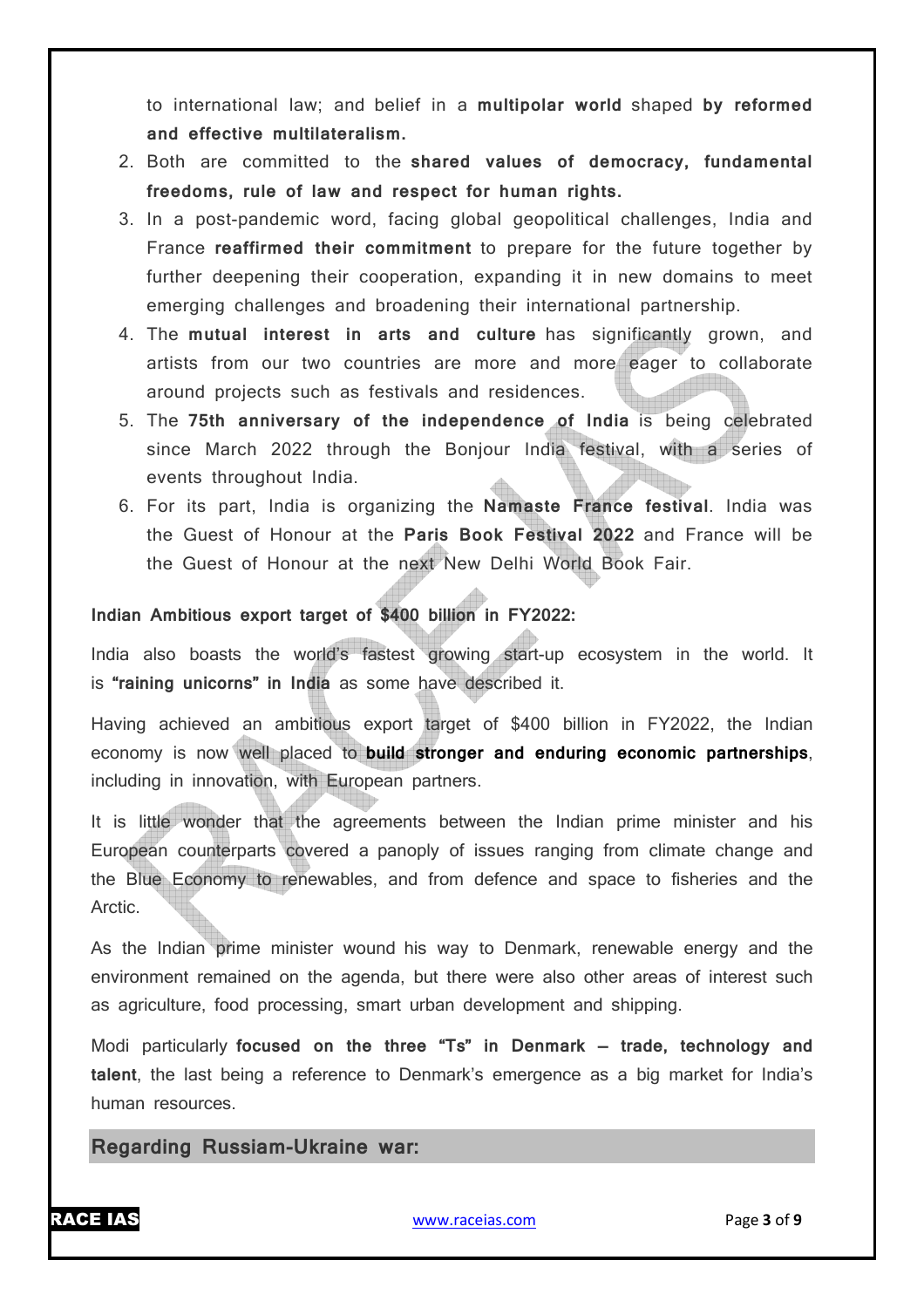to international law; and belief in a **multipolar world** shaped **by reformed and effective multilateralism.**

2. Both are committed to the **shared values of democracy, fundamental freedoms, rule of law and respect for human rights.**
3. In a post-pandemic word, facing global geopolitical challenges, India and France **reaffirmed their commitment** to prepare for the future together by further deepening their cooperation, expanding it in new domains to meet emerging challenges and broadening their international partnership.
4. The **mutual interest in arts and culture** has significantly grown, and artists from our two countries are more and more eager to collaborate around projects such as festivals and residences.
5. The **75th anniversary of the independence of India** is being celebrated since March 2022 through the Bonjour India festival, with a series of events throughout India.
6. For its part, India is organizing the **Namaste France festival**. India was the Guest of Honour at the **Paris Book Festival 2022** and France will be the Guest of Honour at the next New Delhi World Book Fair.

**Indian Ambitious export target of $400 billion in FY2022:**

India also boasts the world's fastest growing start-up ecosystem in the world. It is **"raining unicorns" in India** as some have described it.

Having achieved an ambitious export target of $400 billion in FY2022, the Indian economy is now well placed to **build stronger and enduring economic partnerships**, including in innovation, with European partners.

It is little wonder that the agreements between the Indian prime minister and his European counterparts covered a panoply of issues ranging from climate change and the Blue Economy to renewables, and from defence and space to fisheries and the Arctic.

As the Indian prime minister wound his way to Denmark, renewable energy and the environment remained on the agenda, but there were also other areas of interest such as agriculture, food processing, smart urban development and shipping.

Modi particularly **focused on the three "Ts" in Denmark – trade, technology and talent**, the last being a reference to Denmark's emergence as a big market for India's human resources.

## Regarding Russiam-Ukraine war: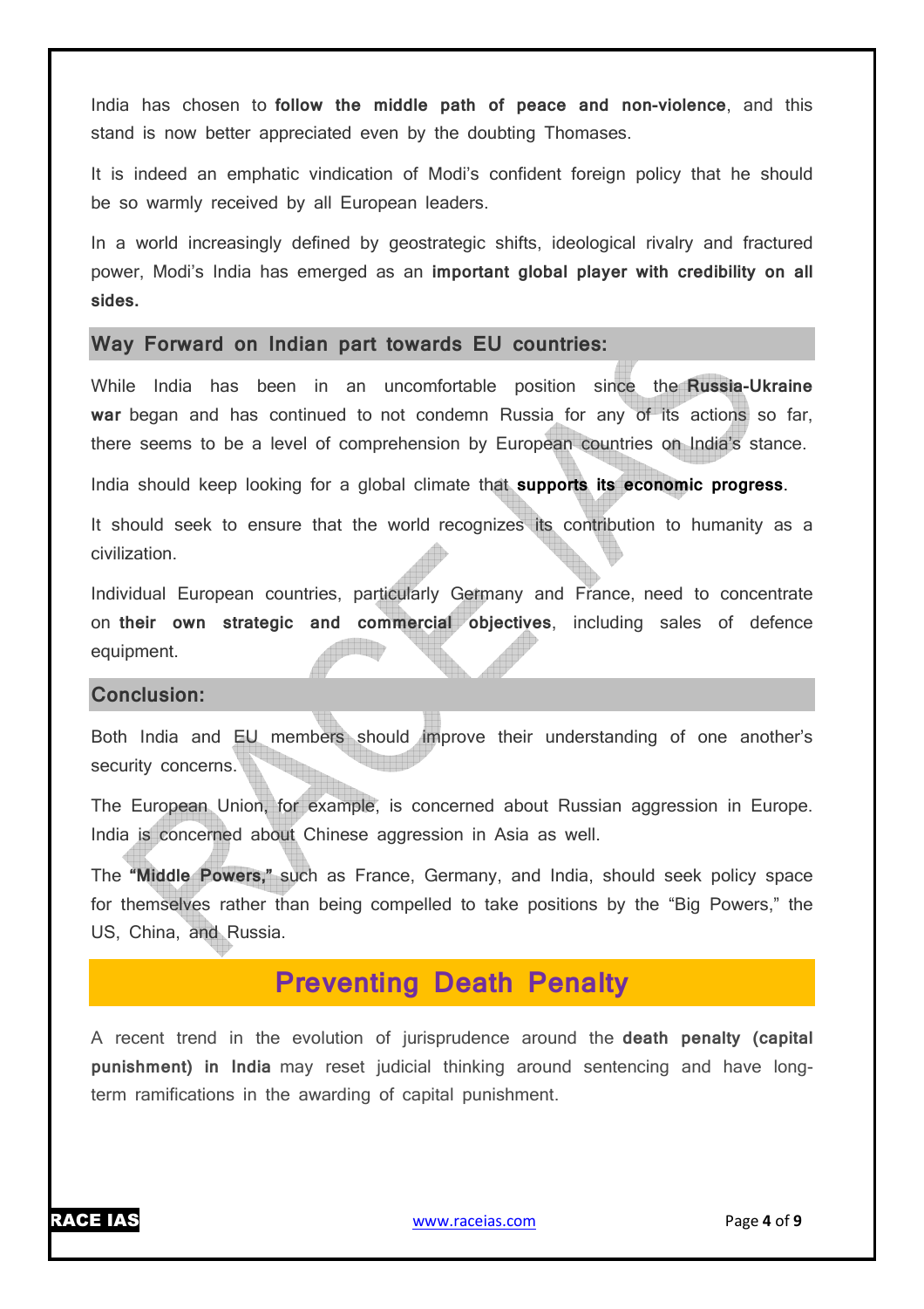India has chosen to **follow the middle path of peace and non-violence**, and this stand is now better appreciated even by the doubting Thomases.

It is indeed an emphatic vindication of Modi's confident foreign policy that he should be so warmly received by all European leaders.

In a world increasingly defined by geostrategic shifts, ideological rivalry and fractured power, Modi's India has emerged as an **important global player with credibility on all sides.**

## Way Forward on Indian part towards EU countries:

While India has been in an uncomfortable position since the **Russia-Ukraine war** began and has continued to not condemn Russia for any of its actions so far, there seems to be a level of comprehension by European countries on India's stance.

India should keep looking for a global climate that **supports its economic progress**.

It should seek to ensure that the world recognizes its contribution to humanity as a civilization.

Individual European countries, particularly Germany and France, need to concentrate on **their own strategic and commercial objectives**, including sales of defence equipment.

## Conclusion:

Both India and EU members should improve their understanding of one another's security concerns.

The European Union, for example, is concerned about Russian aggression in Europe. India is concerned about Chinese aggression in Asia as well.

The **"Middle Powers,"** such as France, Germany, and India, should seek policy space for themselves rather than being compelled to take positions by the "Big Powers," the US, China, and Russia.

# Preventing Death Penalty

A recent trend in the evolution of jurisprudence around the **death penalty (capital punishment) in India** may reset judicial thinking around sentencing and have long-term ramifications in the awarding of capital punishment.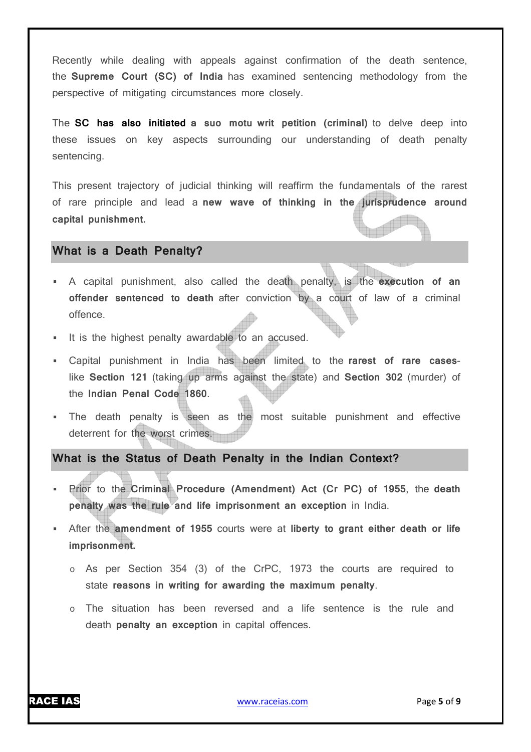Recently while dealing with appeals against confirmation of the death sentence, the **Supreme Court (SC) of India** has examined sentencing methodology from the perspective of mitigating circumstances more closely.

The **SC has also initiated a suo motu writ petition (criminal)** to delve deep into these issues on key aspects surrounding our understanding of death penalty sentencing.

This present trajectory of judicial thinking will reaffirm the fundamentals of the rarest of rare principle and lead a **new wave of thinking in the jurisprudence around capital punishment.**

## What is a Death Penalty?

- A capital punishment, also called the death penalty, is the **execution of an offender sentenced to death** after conviction by a court of law of a criminal offence.
- It is the highest penalty awardable to an accused.
- Capital punishment in India has been limited to the **rarest of rare cases**-like **Section 121** (taking up arms against the state) and **Section 302** (murder) of the **Indian Penal Code 1860**.
- The death penalty is seen as the most suitable punishment and effective deterrent for the worst crimes.

## What is the Status of Death Penalty in the Indian Context?

- Prior to the **Criminal Procedure (Amendment) Act (Cr PC) of 1955**, the **death penalty was the rule and life imprisonment an exception** in India.
- After the **amendment of 1955** courts were at **liberty to grant either death or life imprisonment.**
  - As per Section 354 (3) of the CrPC, 1973 the courts are required to state **reasons in writing for awarding the maximum penalty**.
  - The situation has been reversed and a life sentence is the rule and death **penalty an exception** in capital offences.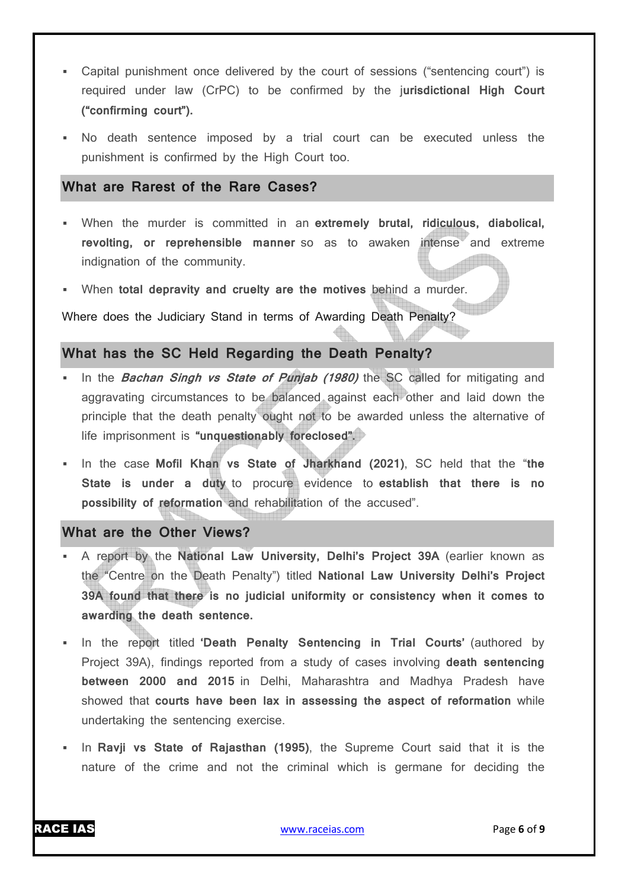- Capital punishment once delivered by the court of sessions ("sentencing court") is required under law (CrPC) to be confirmed by the **jurisdictional High Court ("confirming court").**
- No death sentence imposed by a trial court can be executed unless the punishment is confirmed by the High Court too.

## What are Rarest of the Rare Cases?

- When the murder is committed in an **extremely brutal, ridiculous, diabolical, revolting, or reprehensible manner** so as to awaken intense and extreme indignation of the community.
- When **total depravity and cruelty are the motives** behind a murder.

Where does the Judiciary Stand in terms of Awarding Death Penalty?

## What has the SC Held Regarding the Death Penalty?

- In the ***Bachan Singh vs State of Punjab (1980)*** the SC called for mitigating and aggravating circumstances to be balanced against each other and laid down the principle that the death penalty ought not to be awarded unless the alternative of life imprisonment is **"unquestionably foreclosed".**
- In the case **Mofil Khan vs State of Jharkhand (2021)**, SC held that the "**the State is under a duty** to procure evidence to **establish that there is no possibility of reformation** and rehabilitation of the accused".

## What are the Other Views?

- A report by the **National Law University, Delhi's Project 39A** (earlier known as the "Centre on the Death Penalty") titled **National Law University Delhi's Project 39A found that there is no judicial uniformity or consistency when it comes to awarding the death sentence.**
- In the report titled **'Death Penalty Sentencing in Trial Courts'** (authored by Project 39A), findings reported from a study of cases involving **death sentencing between 2000 and 2015** in Delhi, Maharashtra and Madhya Pradesh have showed that **courts have been lax in assessing the aspect of reformation** while undertaking the sentencing exercise.
- In **Ravji vs State of Rajasthan (1995)**, the Supreme Court said that it is the nature of the crime and not the criminal which is germane for deciding the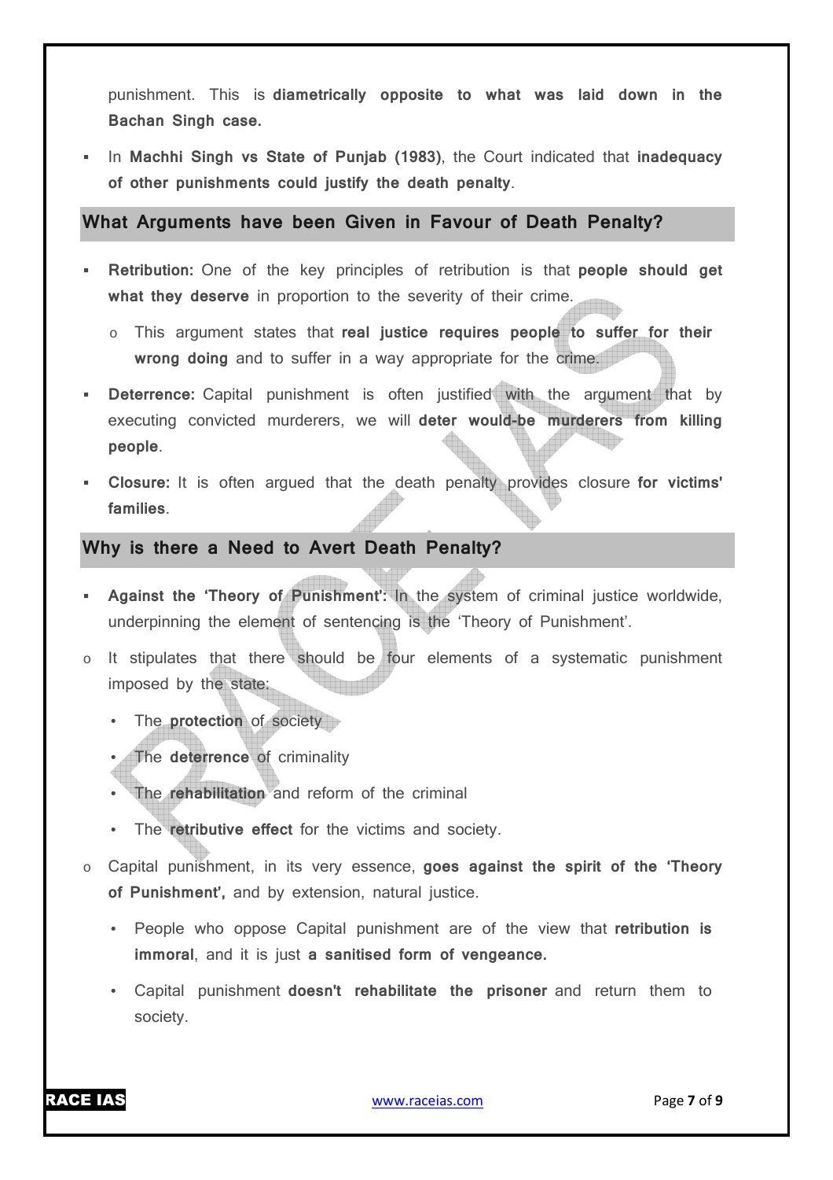punishment. This is **diametrically opposite to what was laid down in the Bachan Singh case.**

- In **Machhi Singh vs State of Punjab (1983)**, the Court indicated that **inadequacy of other punishments could justify the death penalty**.

## What Arguments have been Given in Favour of Death Penalty?

- **Retribution:** One of the key principles of retribution is that **people should get what they deserve** in proportion to the severity of their crime.
  - This argument states that **real justice requires people to suffer for their wrong doing** and to suffer in a way appropriate for the crime.
- **Deterrence:** Capital punishment is often justified with the argument that by executing convicted murderers, we will **deter would-be murderers from killing people**.
- **Closure:** It is often argued that the death penalty provides closure **for victims' families**.

## Why is there a Need to Avert Death Penalty?

- **Against the 'Theory of Punishment':** In the system of criminal justice worldwide, underpinning the element of sentencing is the 'Theory of Punishment'.
  - It stipulates that there should be four elements of a systematic punishment imposed by the state:
    - The **protection** of society
    - The **deterrence** of criminality
    - The **rehabilitation** and reform of the criminal
    - The **retributive effect** for the victims and society.
  - Capital punishment, in its very essence, **goes against the spirit of the 'Theory of Punishment',** and by extension, natural justice.
    - People who oppose Capital punishment are of the view that **retribution is immoral**, and it is just **a sanitised form of vengeance.**
    - Capital punishment **doesn't rehabilitate the prisoner** and return them to society.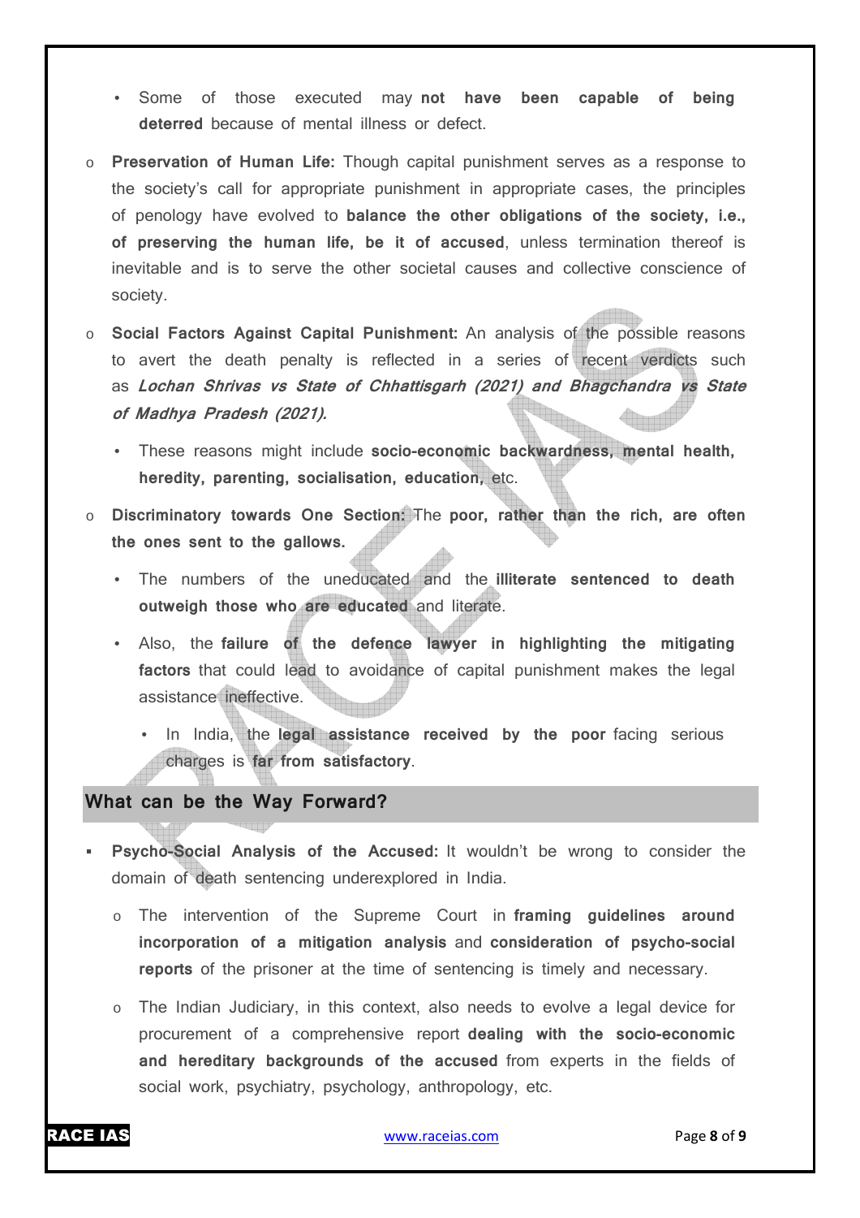- Some of those executed may **not have been capable of being deterred** because of mental illness or defect.

- **Preservation of Human Life:** Though capital punishment serves as a response to the society's call for appropriate punishment in appropriate cases, the principles of penology have evolved to **balance the other obligations of the society, i.e., of preserving the human life, be it of accused**, unless termination thereof is inevitable and is to serve the other societal causes and collective conscience of society.

- **Social Factors Against Capital Punishment:** An analysis of the possible reasons to avert the death penalty is reflected in a series of recent verdicts such as ***Lochan Shrivas vs State of Chhattisgarh (2021) and Bhagchandra vs State of Madhya Pradesh (2021).***
  - These reasons might include **socio-economic backwardness, mental health, heredity, parenting, socialisation, education,** etc.

- **Discriminatory towards One Section:** The **poor, rather than the rich, are often the ones sent to the gallows.**
  - The numbers of the uneducated and the **illiterate sentenced to death outweigh those who are educated** and literate.
  - Also, the **failure of the defence lawyer in highlighting the mitigating factors** that could lead to avoidance of capital punishment makes the legal assistance ineffective.
    - In India, the **legal assistance received by the poor** facing serious charges is **far from satisfactory**.

## What can be the Way Forward?

- **Psycho-Social Analysis of the Accused:** It wouldn't be wrong to consider the domain of death sentencing underexplored in India.
  - The intervention of the Supreme Court in **framing guidelines around incorporation of a mitigation analysis** and **consideration of psycho-social reports** of the prisoner at the time of sentencing is timely and necessary.
  - The Indian Judiciary, in this context, also needs to evolve a legal device for procurement of a comprehensive report **dealing with the socio-economic and hereditary backgrounds of the accused** from experts in the fields of social work, psychiatry, psychology, anthropology, etc.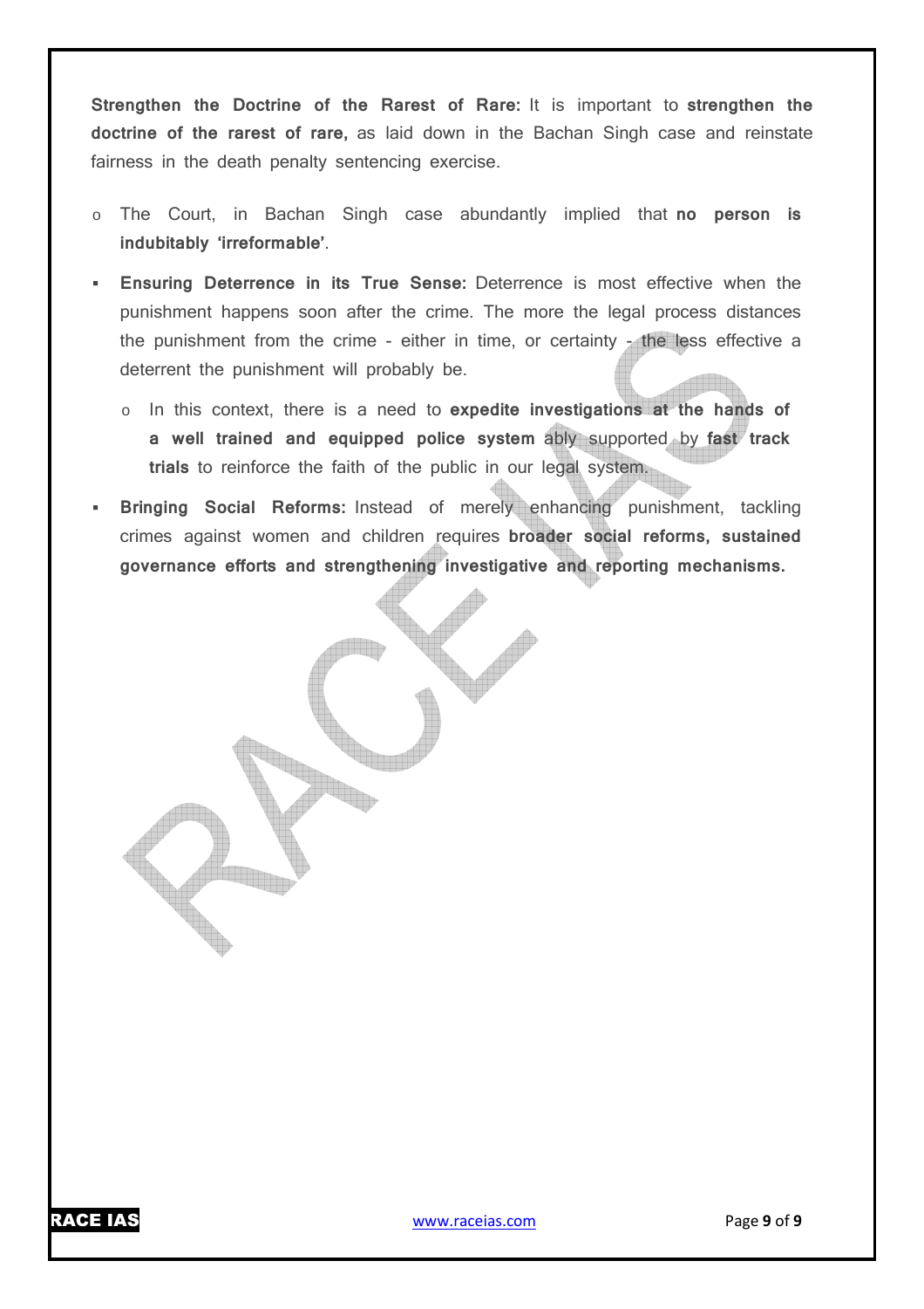**Strengthen the Doctrine of the Rarest of Rare:** It is important to **strengthen the doctrine of the rarest of rare,** as laid down in the Bachan Singh case and reinstate fairness in the death penalty sentencing exercise.

- The Court, in Bachan Singh case abundantly implied that **no person is indubitably 'irreformable'**.

- **Ensuring Deterrence in its True Sense:** Deterrence is most effective when the punishment happens soon after the crime. The more the legal process distances the punishment from the crime - either in time, or certainty - the less effective a deterrent the punishment will probably be.
  - In this context, there is a need to **expedite investigations at the hands of a well trained and equipped police system** ably supported by **fast track trials** to reinforce the faith of the public in our legal system.
- **Bringing Social Reforms:** Instead of merely enhancing punishment, tackling crimes against women and children requires **broader social reforms, sustained governance efforts and strengthening investigative and reporting mechanisms.**